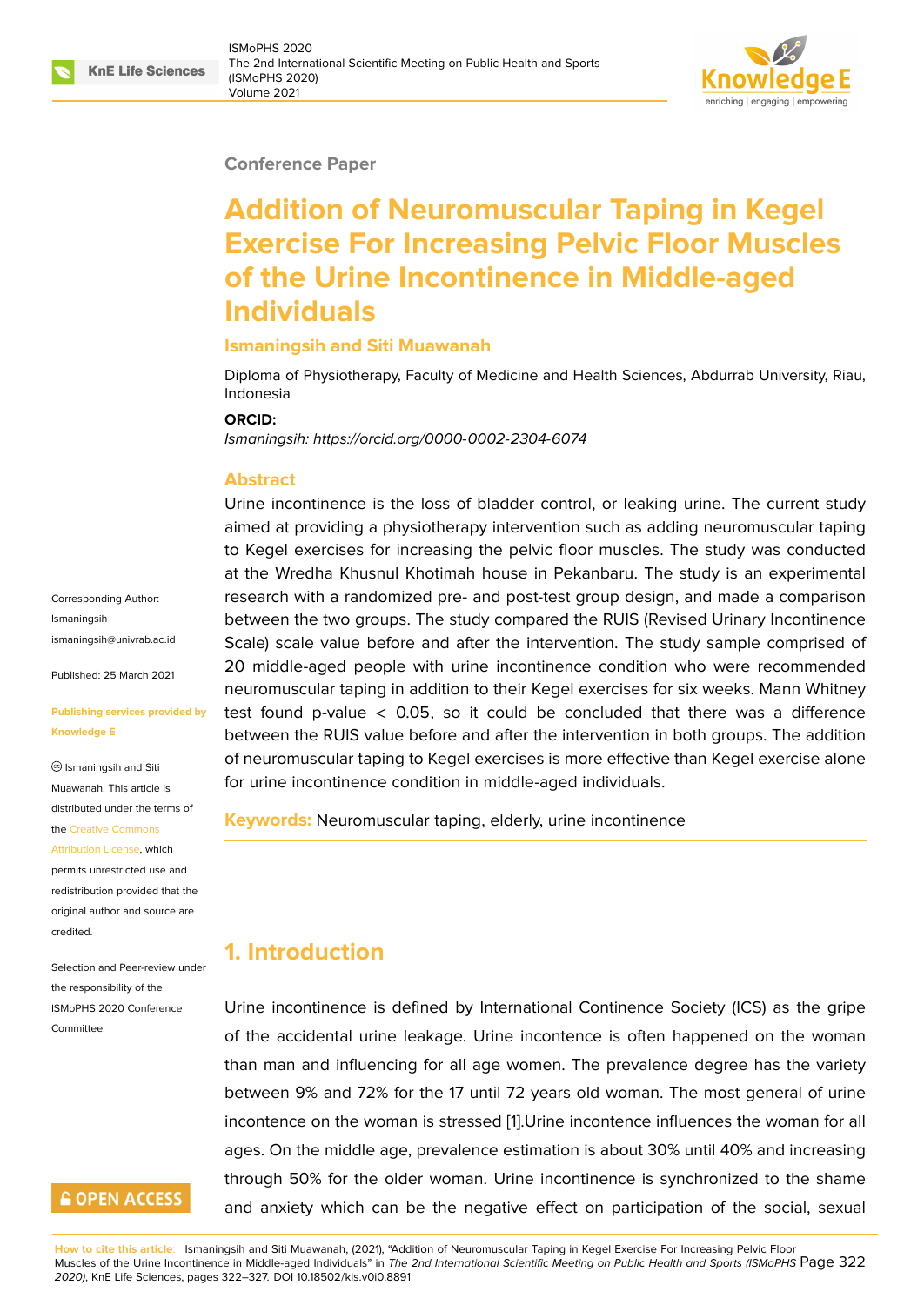Conference Paper

# Addition of Neuromuscular Taping in Kegel Exercise For Increasing Pelvic Floor Muscles of the Urine Incontinence in Middle-aged Individuals

**Ismaningsih and Siti Muawanah**

Diploma of Physiotherapy, Faculty of Medicine and Health Sciences, Abdurrab University, Riau, Indonesia

**ORCID:**

*Ismaningsih: https://orcid.org/0000-0002-2304-6074*

Corresponding Author: Ismaningsih ismaningsih@univrab.ac.id

Published: 25 March 2021

Publishing services provided by Knowledge E

© Ismaningsih and Siti Muawanah. This article is distributed under the terms of the Creative Commons Attribution License, which permits unrestricted use and redistribution provided that the original author and source are credited.

Selection and Peer-review under the responsibility of the ISMoPHS 2020 Conference Committee.

## Abstract

Urine incontinence is the loss of bladder control, or leaking urine. The current study aimed at providing a physiotherapy intervention such as adding neuromuscular taping to Kegel exercises for increasing the pelvic floor muscles. The study was conducted at the Wredha Khusnul Khotimah house in Pekanbaru. The study is an experimental research with a randomized pre- and post-test group design, and made a comparison between the two groups. The study compared the RUIS (Revised Urinary Incontinence Scale) scale value before and after the intervention. The study sample comprised of 20 middle-aged people with urine incontinence condition who were recommended neuromuscular taping in addition to their Kegel exercises for six weeks. Mann Whitney test found p-value $< 0.05$, so it could be concluded that there was a difference between the RUIS value before and after the intervention in both groups. The addition of neuromuscular taping to Kegel exercises is more effective than Kegel exercise alone for urine incontinence condition in middle-aged individuals.

**Keywords:** Neuromuscular taping, elderly, urine incontinence

## 1. Introduction

Urine incontinence is defined by International Continence Society (ICS) as the gripe of the accidental urine leakage. Urine incontence is often happened on the woman than man and influencing for all age women. The prevalence degree has the variety between 9% and 72% for the 17 until 72 years old woman. The most general of urine incontence on the woman is stressed [1].Urine incontence influences the woman for all ages. On the middle age, prevalence estimation is about 30% until 40% and increasing through 50% for the older woman. Urine incontinence is synchronized to the shame and anxiety which can be the negative effect on participation of the social, sexual

How to cite this article: Ismaningsih and Siti Muawanah, (2021), "Addition of Neuromuscular Taping in Kegel Exercise For Increasing Pelvic Floor Muscles of the Urine Incontinence in Middle-aged Individuals" in *The 2nd International Scientific Meeting on Public Health and Sports (ISMoPHS 2020)*, KnE Life Sciences, pages 322–327. DOI 10.18502/kls.v0i0.8891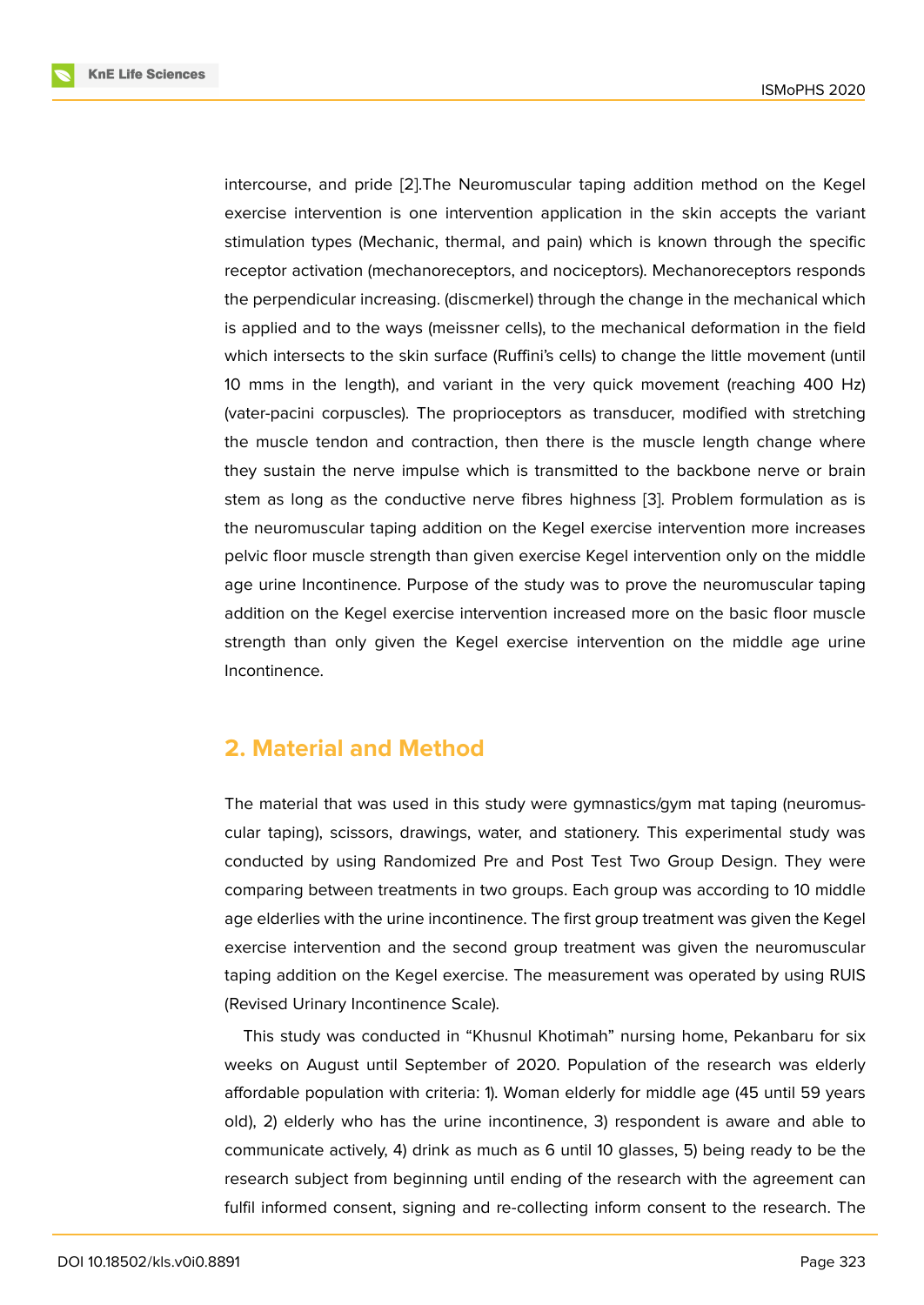intercourse, and pride [2].The Neuromuscular taping addition method on the Kegel exercise intervention is one intervention application in the skin accepts the variant stimulation types (Mechanic, thermal, and pain) which is known through the specific receptor activation (mechanoreceptors, and nociceptors). Mechanoreceptors responds the perpendicular increasing. (discmerkel) through the change in the mechanical which is applied and to the ways (meissner cells), to the mechanical deformation in the field which intersects to the skin surface (Ruffini's cells) to change the little movement (until 10 mms in the length), and variant in the very quick movement (reaching 400 Hz) (vater-pacini corpuscles). The proprioceptors as transducer, modified with stretching the muscle tendon and contraction, then there is the muscle length change where they sustain the nerve impulse which is transmitted to the backbone nerve or brain stem as long as the conductive nerve fibres highness [3]. Problem formulation as is the neuromuscular taping addition on the Kegel exercise intervention more increases pelvic floor muscle strength than given exercise Kegel intervention only on the middle age urine Incontinence. Purpose of the study was to prove the neuromuscular taping addition on the Kegel exercise intervention increased more on the basic floor muscle strength than only given the Kegel exercise intervention on the middle age urine Incontinence.

## 2. Material and Method

The material that was used in this study were gymnastics/gym mat taping (neuromuscular taping), scissors, drawings, water, and stationery. This experimental study was conducted by using Randomized Pre and Post Test Two Group Design. They were comparing between treatments in two groups. Each group was according to 10 middle age elderlies with the urine incontinence. The first group treatment was given the Kegel exercise intervention and the second group treatment was given the neuromuscular taping addition on the Kegel exercise. The measurement was operated by using RUIS (Revised Urinary Incontinence Scale).

This study was conducted in "Khusnul Khotimah" nursing home, Pekanbaru for six weeks on August until September of 2020. Population of the research was elderly affordable population with criteria: 1). Woman elderly for middle age (45 until 59 years old), 2) elderly who has the urine incontinence, 3) respondent is aware and able to communicate actively, 4) drink as much as 6 until 10 glasses, 5) being ready to be the research subject from beginning until ending of the research with the agreement can fulfil informed consent, signing and re-collecting inform consent to the research. The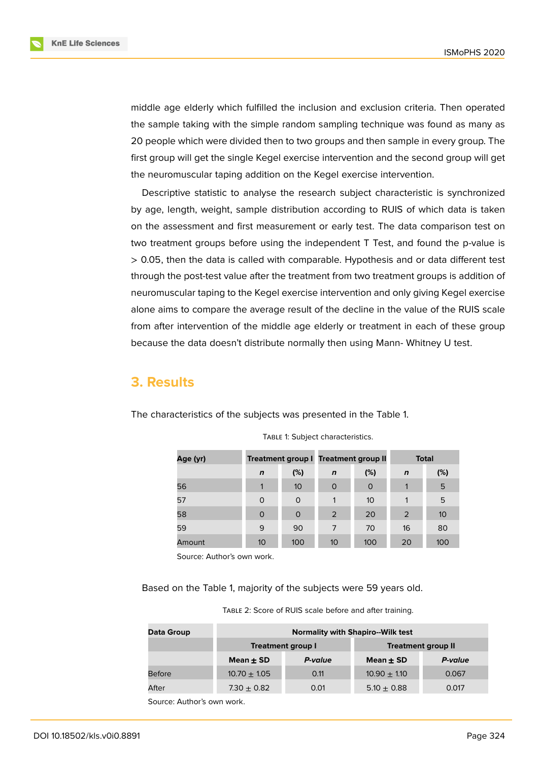middle age elderly which fulfilled the inclusion and exclusion criteria. Then operated the sample taking with the simple random sampling technique was found as many as 20 people which were divided then to two groups and then sample in every group. The first group will get the single Kegel exercise intervention and the second group will get the neuromuscular taping addition on the Kegel exercise intervention.

Descriptive statistic to analyse the research subject characteristic is synchronized by age, length, weight, sample distribution according to RUIS of which data is taken on the assessment and first measurement or early test. The data comparison test on two treatment groups before using the independent T Test, and found the p-value is > 0.05, then the data is called with comparable. Hypothesis and or data different test through the post-test value after the treatment from two treatment groups is addition of neuromuscular taping to the Kegel exercise intervention and only giving Kegel exercise alone aims to compare the average result of the decline in the value of the RUIS scale from after intervention of the middle age elderly or treatment in each of these group because the data doesn't distribute normally then using Mann- Whitney U test.

## 3. Results

The characteristics of the subjects was presented in the Table 1.

Table 1: Subject characteristics.

| Age (yr) | Treatment group I | | Treatment group II | | Total | |
|---|---|---|---|---|---|---|
| | *n* | (%) | *n* | (%) | *n* | (%) |
| 56 | 1 | 10 | 0 | 0 | 1 | 5 |
| 57 | 0 | 0 | 1 | 10 | 1 | 5 |
| 58 | 0 | 0 | 2 | 20 | 2 | 10 |
| 59 | 9 | 90 | 7 | 70 | 16 | 80 |
| Amount | 10 | 100 | 10 | 100 | 20 | 100 |

Source: Author's own work.

Based on the Table 1, majority of the subjects were 59 years old.

Table 2: Score of RUIS scale before and after training.

| Data Group | Normality with Shapiro--Wilk test | | | |
|---|---|---|---|---|
| | Treatment group I | | Treatment group II | |
| | Mean ± SD | *P-value* | Mean ± SD | *P-value* |
| Before | 10.70 ± 1.05 | 0.11 | 10.90 ± 1.10 | 0.067 |
| After | 7.30 ± 0.82 | 0.01 | 5.10 ± 0.88 | 0.017 |

Source: Author's own work.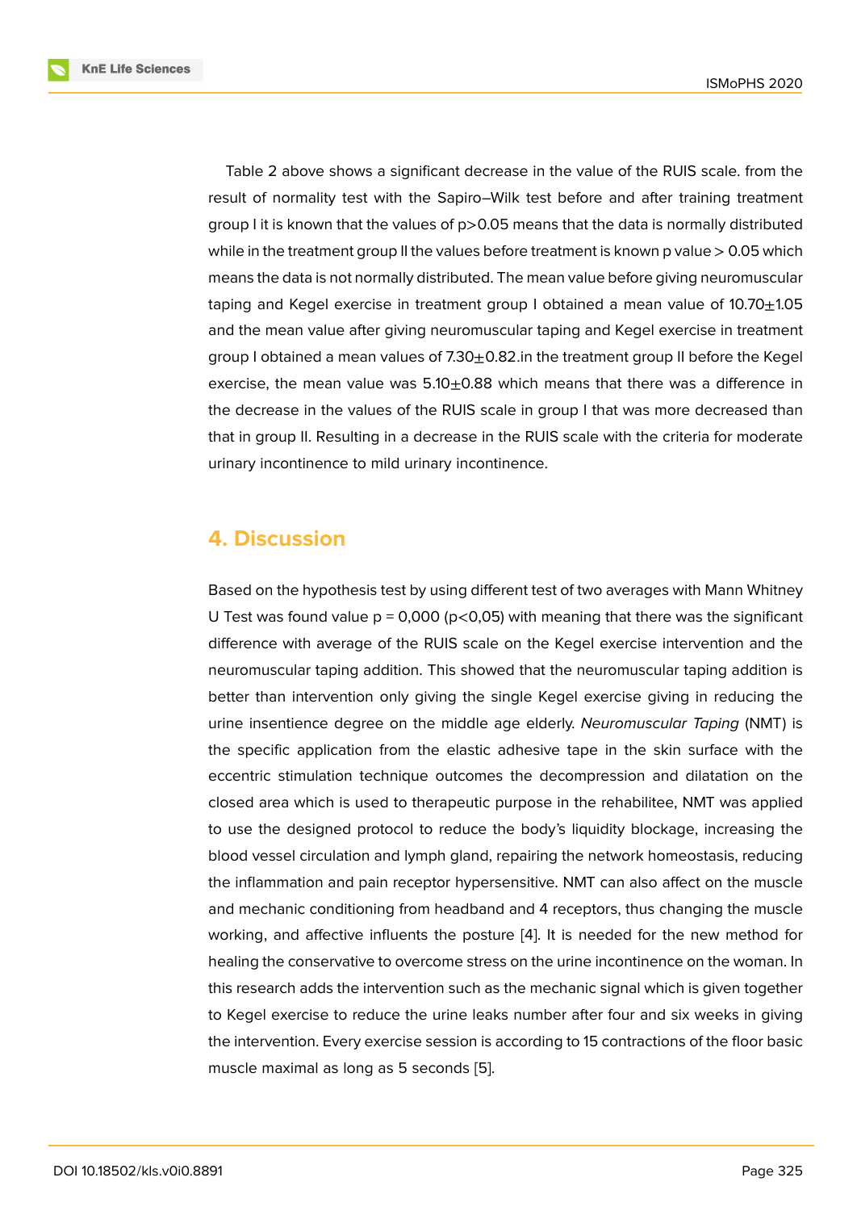Table 2 above shows a significant decrease in the value of the RUIS scale. from the result of normality test with the Sapiro–Wilk test before and after training treatment group I it is known that the values of p>0.05 means that the data is normally distributed while in the treatment group II the values before treatment is known p value > 0.05 which means the data is not normally distributed. The mean value before giving neuromuscular taping and Kegel exercise in treatment group I obtained a mean value of 10.70±1.05 and the mean value after giving neuromuscular taping and Kegel exercise in treatment group I obtained a mean values of 7.30±0.82.in the treatment group II before the Kegel exercise, the mean value was 5.10±0.88 which means that there was a difference in the decrease in the values of the RUIS scale in group I that was more decreased than that in group II. Resulting in a decrease in the RUIS scale with the criteria for moderate urinary incontinence to mild urinary incontinence.

## 4. Discussion

Based on the hypothesis test by using different test of two averages with Mann Whitney U Test was found value p = 0,000 (p<0,05) with meaning that there was the significant difference with average of the RUIS scale on the Kegel exercise intervention and the neuromuscular taping addition. This showed that the neuromuscular taping addition is better than intervention only giving the single Kegel exercise giving in reducing the urine insentience degree on the middle age elderly. *Neuromuscular Taping* (NMT) is the specific application from the elastic adhesive tape in the skin surface with the eccentric stimulation technique outcomes the decompression and dilatation on the closed area which is used to therapeutic purpose in the rehabilitee, NMT was applied to use the designed protocol to reduce the body's liquidity blockage, increasing the blood vessel circulation and lymph gland, repairing the network homeostasis, reducing the inflammation and pain receptor hypersensitive. NMT can also affect on the muscle and mechanic conditioning from headband and 4 receptors, thus changing the muscle working, and affective influents the posture [4]. It is needed for the new method for healing the conservative to overcome stress on the urine incontinence on the woman. In this research adds the intervention such as the mechanic signal which is given together to Kegel exercise to reduce the urine leaks number after four and six weeks in giving the intervention. Every exercise session is according to 15 contractions of the floor basic muscle maximal as long as 5 seconds [5].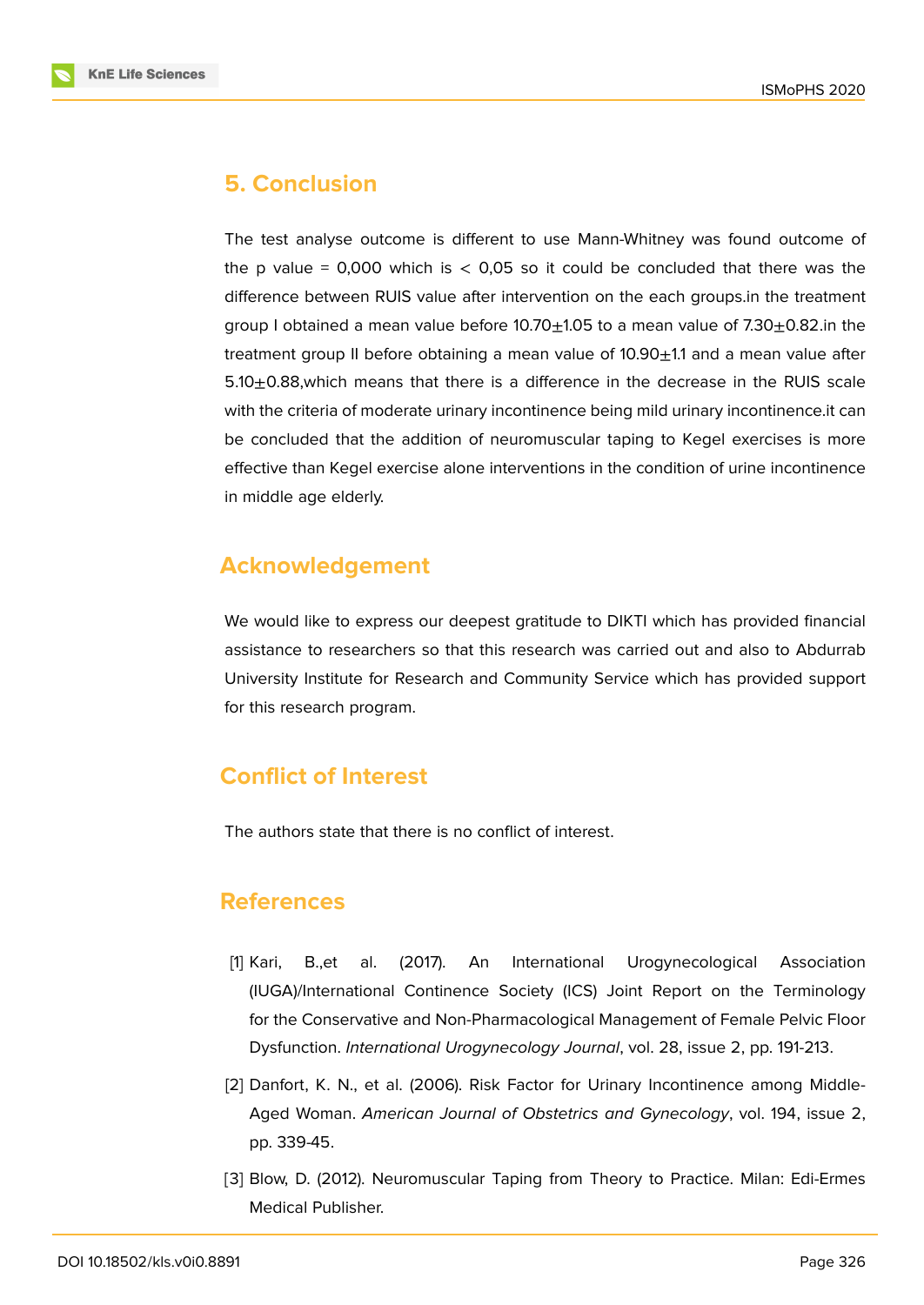## 5. Conclusion

The test analyse outcome is different to use Mann-Whitney was found outcome of the p value = 0,000 which is < 0,05 so it could be concluded that there was the difference between RUIS value after intervention on the each groups.in the treatment group I obtained a mean value before 10.70±1.05 to a mean value of 7.30±0.82.in the treatment group II before obtaining a mean value of 10.90±1.1 and a mean value after 5.10±0.88,which means that there is a difference in the decrease in the RUIS scale with the criteria of moderate urinary incontinence being mild urinary incontinence.it can be concluded that the addition of neuromuscular taping to Kegel exercises is more effective than Kegel exercise alone interventions in the condition of urine incontinence in middle age elderly.

## Acknowledgement

We would like to express our deepest gratitude to DIKTI which has provided financial assistance to researchers so that this research was carried out and also to Abdurrab University Institute for Research and Community Service which has provided support for this research program.

## Conflict of Interest

The authors state that there is no conflict of interest.

## References

[1] Kari, B.,et al. (2017). An International Urogynecological Association (IUGA)/International Continence Society (ICS) Joint Report on the Terminology for the Conservative and Non-Pharmacological Management of Female Pelvic Floor Dysfunction. *International Urogynecology Journal*, vol. 28, issue 2, pp. 191-213.

[2] Danfort, K. N., et al. (2006). Risk Factor for Urinary Incontinence among Middle-Aged Woman. *American Journal of Obstetrics and Gynecology*, vol. 194, issue 2, pp. 339-45.

[3] Blow, D. (2012). Neuromuscular Taping from Theory to Practice. Milan: Edi-Ermes Medical Publisher.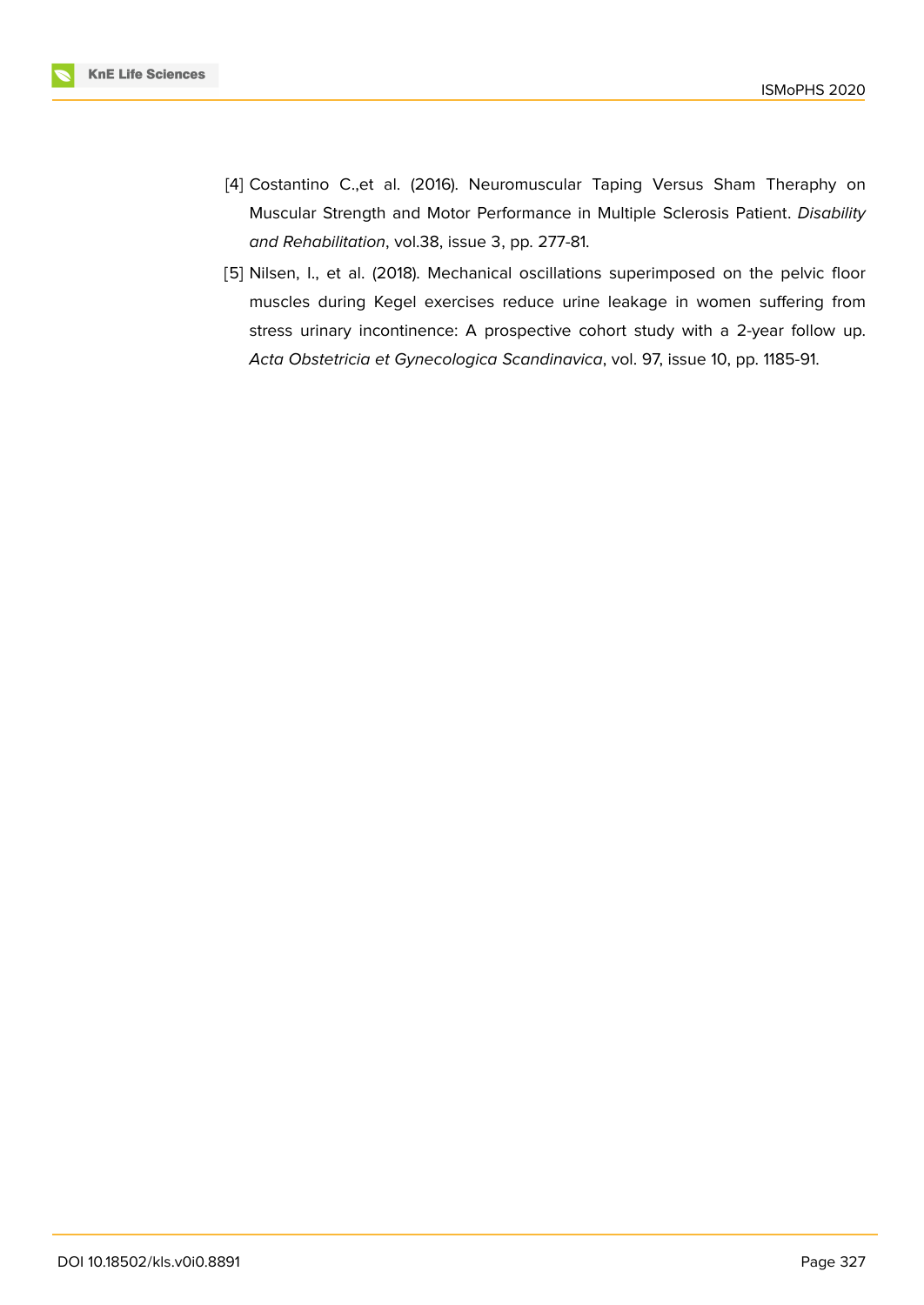[4] Costantino C.,et al. (2016). Neuromuscular Taping Versus Sham Theraphy on Muscular Strength and Motor Performance in Multiple Sclerosis Patient. *Disability and Rehabilitation*, vol.38, issue 3, pp. 277-81.

[5] Nilsen, I., et al. (2018). Mechanical oscillations superimposed on the pelvic floor muscles during Kegel exercises reduce urine leakage in women suffering from stress urinary incontinence: A prospective cohort study with a 2-year follow up. *Acta Obstetricia et Gynecologica Scandinavica*, vol. 97, issue 10, pp. 1185-91.